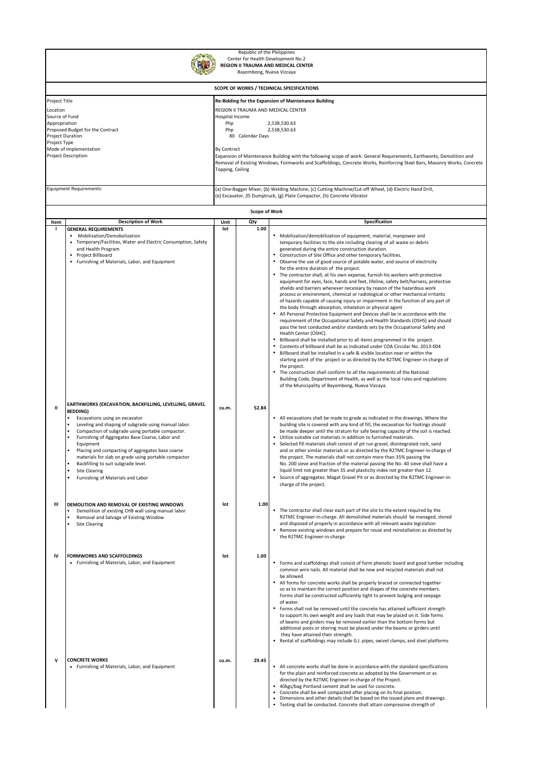Republic of the Philippines
Center for Health Development No.2
**REGION II TRAUMA AND MEDICAL CENTER**
Bayombong, Nueva Vizcaya

## SCOPE OF WORKS / TECHNICAL SPECIFICATIONS

| | |
|---|---|
| Project Title | **Re-Bidding for the Expansion of Maintenance Building** |
| Location | REGION II TRAUMA AND MEDICAL CENTER |
| Source of Fund | Hospital Income |
| Appropriation | Php 2,538,530.63 |
| Proposed Budget for the Contract | Php 2,538,530.63 |
| Project Duration | 80 Calendar Days |
| Project Type | |
| Mode of Implementation | By Contract |
| Project Description | Expansion of Maintenance Building with the following scope of work: General Requirements, Earthworks, Demolition and Removal of Existing Windows, Formworks and Scaffoldings, Concrete Works, Reinforcing Steel Bars, Masonry Works, Concrete Topping, Ceiling |
| Equipment Requirements: | (a) One-Bagger Mixer, (b) Welding Machine, (c) Cutting Machine/Cut-off Wheel, (d) Electric Hand Drill, (e) Excavator, (f) Dumptruck, (g) Plate Compactor, (h) Concrete Vibrator |

## Scope of Work

| Item | Description of Work | Unit | Qty | Specification |
|---|---|---|---|---|
| I | **GENERAL REQUIREMENTS**<br>• Mobilization/Demobilization<br>• Temporary/Facilities, Water and Electric Consumption, Safety and Health Program<br>• Project Billboard<br>• Furnishing of Materials, Labor, and Equipment | lot | 1.00 | • Mobilization/demobilization of equipment, material, manpower and temporary facilities to the site including clearing of all waste or debris generated during the entire construction duration.<br>• Construction of Site Office and other temporary facilities.<br>• Observe the use of good source of potable water, and source of electricity for the entire duration of the project.<br>• The contractor shall, at his own expense, furnish his workers with protective equipment for eyes, face, hands and feet, lifeline, safety belt/harness, protective shields and barriers whenever necessary by reason of the hazardous work process or environment, chemical or radiological or other mechanical irritants of hazards capable of causing injury or impairment in the function of any part of the body through absorption, inhalation or physical agent<br>• All Personal Protective Equipment and Devices shall be in accordance with the requirement of the Occupational Safety and Health Standards (OSHS) and should pass the test conducted and/or standards sets by the Occupational Safety and Health Center (OSHC).<br>• Billboard shall be installed prior to all items programmed in the project.<br>• Contents of billboard shall be as indicated under COA Circular No. 2013-004<br>• Billboard shall be installed in a safe & visible location near or within the starting point of the project or as directed by the R2TMC Engineer-in-charge of the project.<br>• The construction shall conform to all the requirements of the National Building Code, Department of Health, as well as the local rules and regulations of the Municipality of Bayombong, Nueva Vizcaya. |
| II | **EARTHWORKS (EXCAVATION, BACKFILLING, LEVELLING, GRAVEL BEDDING)**<br>• Excavations using an excavator<br>• Leveling and shaping of subgrade using manual labor.<br>• Compaction of subgrade using portable compactor.<br>• Furnishing of Aggregates Base Coarse, Labor and Equipment<br>• Placing and compacting of aggregates base coarse materials for slab on grade using portable compactor<br>• Backfilling to suit subgrade level.<br>• Site Clearing<br>• Furnishing of Materials and Labor | cu.m. | 52.84 | • All excavations shall be made to grade as indicated in the drawings. Where the building site is covered with any kind of fill, the excavation for footings should be made deeper until the stratum for safe bearing capacity of the soil is reached.<br>• Utilize suitable cut materials in addition to furnished materials.<br>• Selected fill materials shall consist of pit run gravel, disintegrated rock, sand and or other similar materials or as directed by the R2TMC Engineer-in-charge of the project. The materials shall not contain more than 35% passing the No. 200 sieve and fraction of the material passing the No. 40 sieve shall have a liquid limit not greater than 35 and plasticity index not greater than 12.<br>• Source of aggregates: Magat Gravel Pit or as directed by the R2TMC Engineer-in-charge of the project. |
| III | **DEMOLITION AND REMOVAL OF EXISTING WINDOWS**<br>• Demolition of existing CHB wall using manual labor<br>• Removal and Salvage of Existing Window<br>• Site Clearing | lot | 1.00 | • The contractor shall clear each part of the site to the extent required by the R2TMC Engineer-in-charge. All demolished materials should be managed, stored and disposed of properly in accordance with all relevant waste legislation<br>• Remove existing windows and prepare for reuse and reinstallation as directed by the R2TMC Engineer-in-charge |
| IV | **FORMWORKS AND SCAFFOLDINGS**<br>• Furnishing of Materials, Labor, and Equipment | lot | 1.00 | • Forms and scaffoldings shall consist of form phenolic board and good lumber including common wire nails. All material shall be new and recycled materials shall not be allowed.<br>• All forms for concrete works shall be properly braced or connected together so as to maintain the correct position and shapes of the concrete members. Forms shall be constructed sufficiently tight to prevent bulging and seepage of water.<br>• Forms shall not be removed until the concrete has attained sufficient strength to support its own weight and any loads that may be placed on it. Side forms of beams and girders may be removed earlier than the bottom forms but additional posts or shoring must be placed under the beams or girders until they have attained their strength.<br>• Rental of scaffoldings may include G.I. pipes, swivel clamps, and steel platforms |
| V | **CONCRETE WORKS**<br>• Furnishing of Materials, Labor, and Equipment | cu.m. | 29.45 | • All concrete works shall be done in accordance with the standard specifications for the plain and reinforced concrete as adopted by the Government or as directed by the R2TMC Engineer-in-charge of the Project.<br>• 40kgs/bag Portland cement shall be used for concrete.<br>• Concrete shall be well compacted after placing on its final position.<br>• Dimensions and other details shall be based on the issued plans and drawings.<br>• Testing shall be conducted. Concrete shall attain compressive strength of |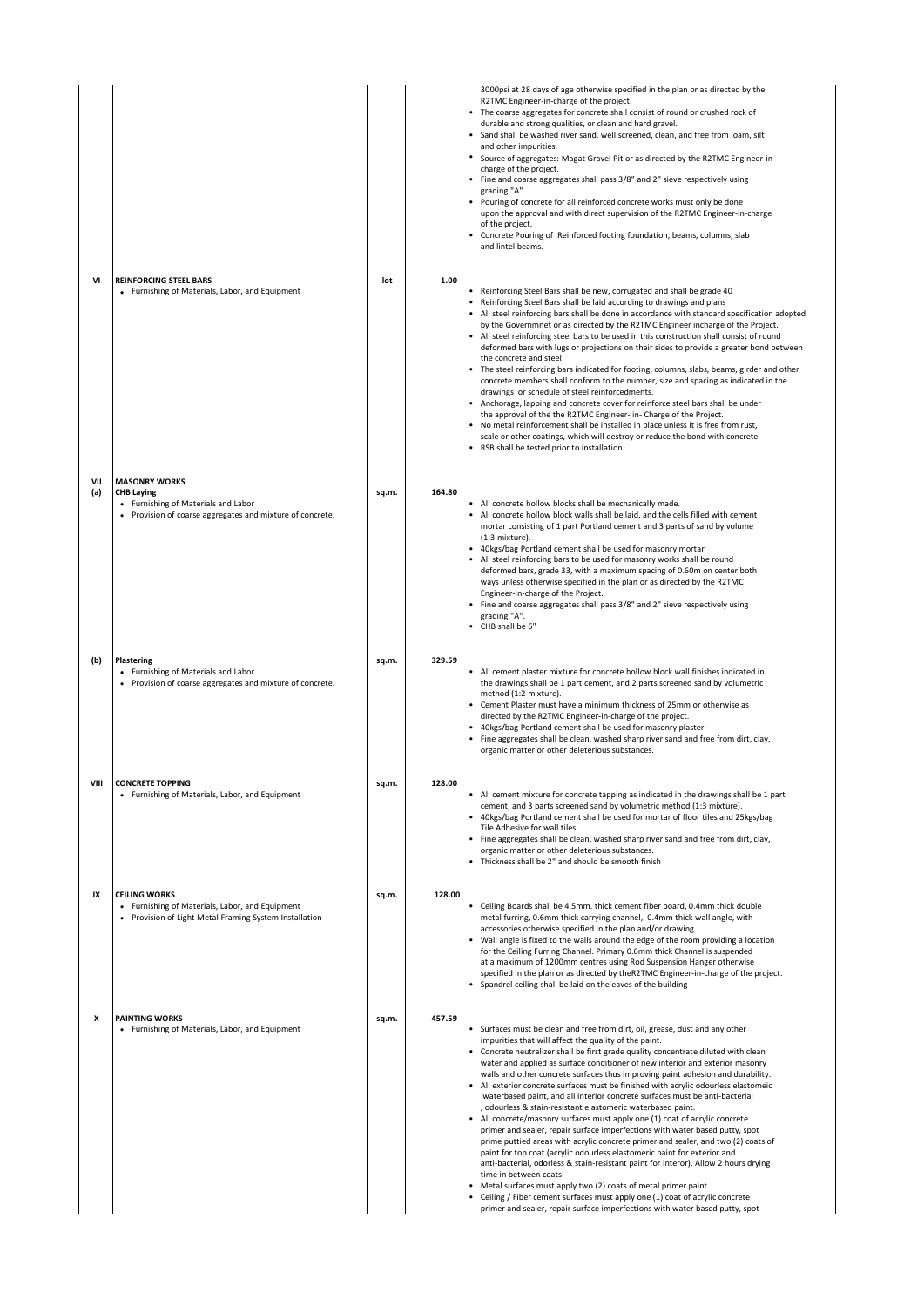| Item | Description | Unit | Quantity | Specifications |
|---|---|---|---|---|
| | | | | 3000psi at 28 days of age otherwise specified in the plan or as directed by the R2TMC Engineer-in-charge of the project.<br>• The coarse aggregates for concrete shall consist of round or crushed rock of durable and strong qualities, or clean and hard gravel.<br>• Sand shall be washed river sand, well screened, clean, and free from loam, silt and other impurities.<br>• Source of aggregates: Magat Gravel Pit or as directed by the R2TMC Engineer-in-charge of the project.<br>• Fine and coarse aggregates shall pass 3/8" and 2" sieve respectively using grading "A".<br>• Pouring of concrete for all reinforced concrete works must only be done upon the approval and with direct supervision of the R2TMC Engineer-in-charge of the project.<br>• Concrete Pouring of Reinforced footing foundation, beams, columns, slab and lintel beams. |
| **VI** | **REINFORCING STEEL BARS**<br>• Furnishing of Materials, Labor, and Equipment | lot | 1.00 | • Reinforcing Steel Bars shall be new, corrugated and shall be grade 40<br>• Reinforcing Steel Bars shall be laid according to drawings and plans<br>• All steel reinforcing bars shall be done in accordance with standard specification adopted by the Governmnet or as directed by the R2TMC Engineer incharge of the Project.<br>• All steel reinforcing steel bars to be used in this construction shall consist of round deformed bars with lugs or projections on their sides to provide a greater bond between the concrete and steel.<br>• The steel reinforcing bars indicated for footing, columns, slabs, beams, girder and other concrete members shall conform to the number, size and spacing as indicated in the drawings or schedule of steel reinforcedments.<br>• Anchorage, lapping and concrete cover for reinforce steel bars shall be under the approval of the the R2TMC Engineer- in- Charge of the Project.<br>• No metal reinforcement shall be installed in place unless it is free from rust, scale or other coatings, which will destroy or reduce the bond with concrete.<br>• RSB shall be tested prior to installation |
| **VII** | **MASONRY WORKS** | | | |
| **(a)** | **CHB Laying**<br>• Furnishing of Materials and Labor<br>• Provision of coarse aggregates and mixture of concrete. | sq.m. | 164.80 | • All concrete hollow blocks shall be mechanically made.<br>• All concrete hollow block walls shall be laid, and the cells filled with cement mortar consisting of 1 part Portland cement and 3 parts of sand by volume (1:3 mixture).<br>• 40kgs/bag Portland cement shall be used for masonry mortar<br>• All steel reinforcing bars to be used for masonry works shall be round deformed bars, grade 33, with a maximum spacing of 0.60m on center both ways unless otherwise specified in the plan or as directed by the R2TMC Engineer-in-charge of the Project.<br>• Fine and coarse aggregates shall pass 3/8" and 2" sieve respectively using grading "A".<br>• CHB shall be 6" |
| **(b)** | **Plastering**<br>• Furnishing of Materials and Labor<br>• Provision of coarse aggregates and mixture of concrete. | sq.m. | 329.59 | • All cement plaster mixture for concrete hollow block wall finishes indicated in the drawings shall be 1 part cement, and 2 parts screened sand by volumetric method (1:2 mixture).<br>• Cement Plaster must have a minimum thickness of 25mm or otherwise as directed by the R2TMC Engineer-in-charge of the project.<br>• 40kgs/bag Portland cement shall be used for masonry plaster<br>• Fine aggregates shall be clean, washed sharp river sand and free from dirt, clay, organic matter or other deleterious substances. |
| **VIII** | **CONCRETE TOPPING**<br>• Furnishing of Materials, Labor, and Equipment | sq.m. | 128.00 | • All cement mixture for concrete tapping as indicated in the drawings shall be 1 part cement, and 3 parts screened sand by volumetric method (1:3 mixture).<br>• 40kgs/bag Portland cement shall be used for mortar of floor tiles and 25kgs/bag Tile Adhesive for wall tiles.<br>• Fine aggregates shall be clean, washed sharp river sand and free from dirt, clay, organic matter or other deleterious substances.<br>• Thickness shall be 2" and should be smooth finish |
| **IX** | **CEILING WORKS**<br>• Furnishing of Materials, Labor, and Equipment<br>• Provision of Light Metal Framing System Installation | sq.m. | 128.00 | • Ceiling Boards shall be 4.5mm. thick cement fiber board, 0.4mm thick double metal furring, 0.6mm thick carrying channel, 0.4mm thick wall angle, with accessories otherwise specified in the plan and/or drawing.<br>• Wall angle is fixed to the walls around the edge of the room providing a location for the Ceiling Furring Channel. Primary 0.6mm thick Channel is suspended at a maximum of 1200mm centres using Rod Suspension Hanger otherwise specified in the plan or as directed by theR2TMC Engineer-in-charge of the project.<br>• Spandrel ceiling shall be laid on the eaves of the building |
| **X** | **PAINTING WORKS**<br>• Furnishing of Materials, Labor, and Equipment | sq.m. | 457.59 | • Surfaces must be clean and free from dirt, oil, grease, dust and any other impurities that will affect the quality of the paint.<br>• Concrete neutralizer shall be first grade quality concentrate diluted with clean water and applied as surface conditioner of new interior and exterior masonry walls and other concrete surfaces thus improving paint adhesion and durability.<br>• All exterior concrete surfaces must be finished with acrylic odourless elastomeic waterbased paint, and all interior concrete surfaces must be anti-bacterial , odourless & stain-resistant elastomeric waterbased paint.<br>• All concrete/masonry surfaces must apply one (1) coat of acrylic concrete primer and sealer, repair surface imperfections with water based putty, spot prime puttied areas with acrylic concrete primer and sealer, and two (2) coats of paint for top coat (acrylic odourless elastomeric paint for exterior and anti-bacterial, odorless & stain-resistant paint for interor). Allow 2 hours drying time in between coats.<br>• Metal surfaces must apply two (2) coats of metal primer paint.<br>• Ceiling / Fiber cement surfaces must apply one (1) coat of acrylic concrete primer and sealer, repair surface imperfections with water based putty, spot |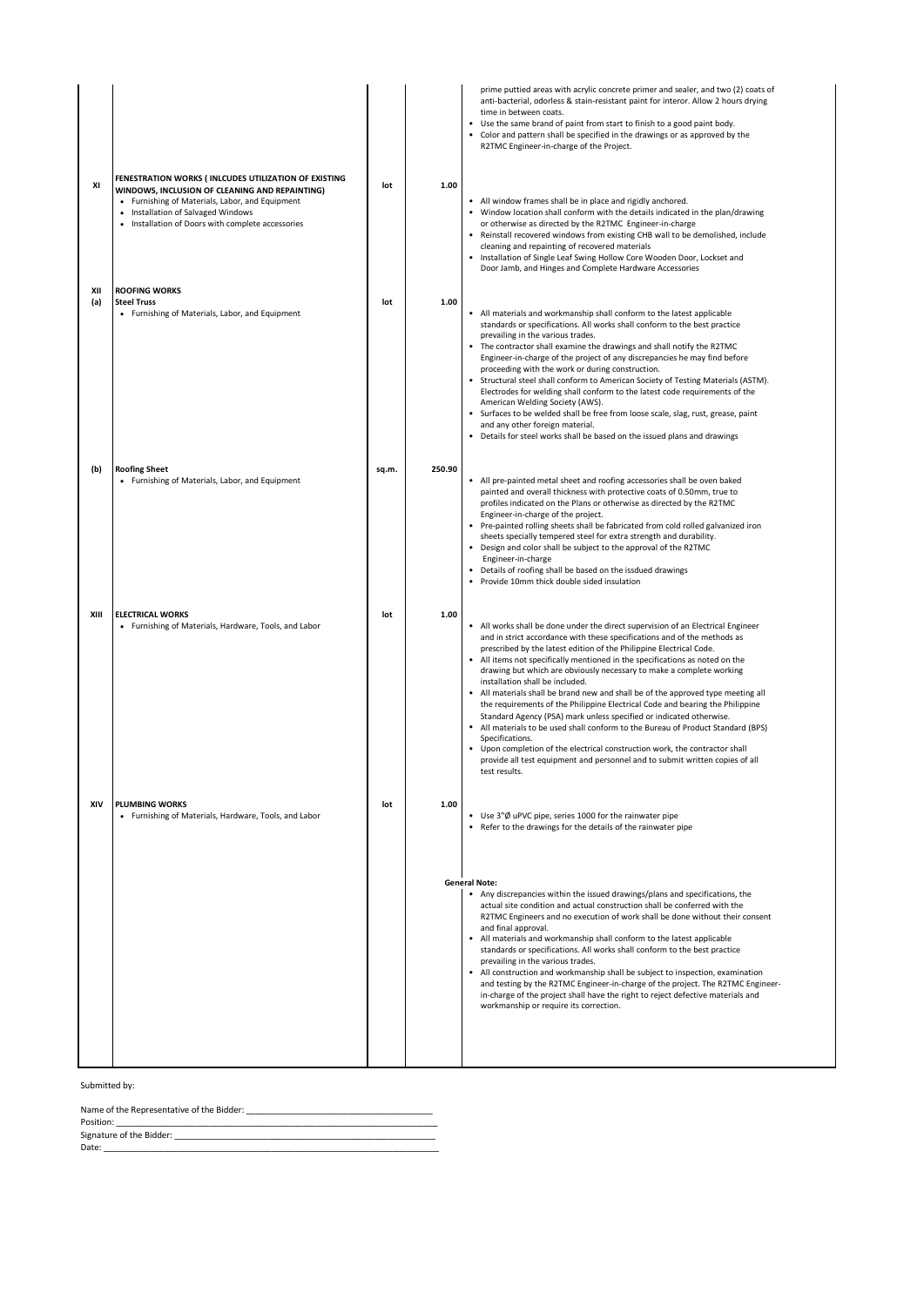| | | | | |
|---|---|---|---|---|
| | | | | prime puttied areas with acrylic concrete primer and sealer, and two (2) coats of anti-bacterial, odorless & stain-resistant paint for interor. Allow 2 hours drying time in between coats.<br>• Use the same brand of paint from start to finish to a good paint body.<br>• Color and pattern shall be specified in the drawings or as approved by the R2TMC Engineer-in-charge of the Project. |
| XI | **FENESTRATION WORKS ( INLCUDES UTILIZATION OF EXISTING WINDOWS, INCLUSION OF CLEANING AND REPAINTING)**<br>• Furnishing of Materials, Labor, and Equipment<br>• Installation of Salvaged Windows<br>• Installation of Doors with complete accessories | lot | 1.00 | • All window frames shall be in place and rigidly anchored.<br>• Window location shall conform with the details indicated in the plan/drawing or otherwise as directed by the R2TMC Engineer-in-charge<br>• Reinstall recovered windows from existing CHB wall to be demolished, include cleaning and repainting of recovered materials<br>• Installation of Single Leaf Swing Hollow Core Wooden Door, Lockset and Door Jamb, and Hinges and Complete Hardware Accessories |
| XII | **ROOFING WORKS** | | | |
| (a) | **Steel Truss**<br>• Furnishing of Materials, Labor, and Equipment | lot | 1.00 | • All materials and workmanship shall conform to the latest applicable standards or specifications. All works shall conform to the best practice prevailing in the various trades.<br>• The contractor shall examine the drawings and shall notify the R2TMC Engineer-in-charge of the project of any discrepancies he may find before proceeding with the work or during construction.<br>• Structural steel shall conform to American Society of Testing Materials (ASTM). Electrodes for welding shall conform to the latest code requirements of the American Welding Society (AWS).<br>• Surfaces to be welded shall be free from loose scale, slag, rust, grease, paint and any other foreign material.<br>• Details for steel works shall be based on the issued plans and drawings |
| (b) | **Roofing Sheet**<br>• Furnishing of Materials, Labor, and Equipment | sq.m. | 250.90 | • All pre-painted metal sheet and roofing accessories shall be oven baked painted and overall thickness with protective coats of 0.50mm, true to profiles indicated on the Plans or otherwise as directed by the R2TMC Engineer-in-charge of the project.<br>• Pre-painted rolling sheets shall be fabricated from cold rolled galvanized iron sheets specially tempered steel for extra strength and durability.<br>• Design and color shall be subject to the approval of the R2TMC Engineer-in-charge<br>• Details of roofing shall be based on the issdued drawings<br>• Provide 10mm thick double sided insulation |
| XIII | **ELECTRICAL WORKS**<br>• Furnishing of Materials, Hardware, Tools, and Labor | lot | 1.00 | • All works shall be done under the direct supervision of an Electrical Engineer and in strict accordance with these specifications and of the methods as prescribed by the latest edition of the Philippine Electrical Code.<br>• All items not specifically mentioned in the specifications as noted on the drawing but which are obviously necessary to make a complete working installation shall be included.<br>• All materials shall be brand new and shall be of the approved type meeting all the requirements of the Philippine Electrical Code and bearing the Philippine Standard Agency (PSA) mark unless specified or indicated otherwise.<br>• All materials to be used shall conform to the Bureau of Product Standard (BPS) Specifications.<br>• Upon completion of the electrical construction work, the contractor shall provide all test equipment and personnel and to submit written copies of all test results. |
| XIV | **PLUMBING WORKS**<br>• Furnishing of Materials, Hardware, Tools, and Labor | lot | 1.00 | • Use 3"Ø uPVC pipe, series 1000 for the rainwater pipe<br>• Refer to the drawings for the details of the rainwater pipe |
| | | | | **General Note:**<br>• Any discrepancies within the issued drawings/plans and specifications, the actual site condition and actual construction shall be conferred with the R2TMC Engineers and no execution of work shall be done without their consent and final approval.<br>• All materials and workmanship shall conform to the latest applicable standards or specifications. All works shall conform to the best practice prevailing in the various trades.<br>• All construction and workmanship shall be subject to inspection, examination and testing by the R2TMC Engineer-in-charge of the project. The R2TMC Engineer-in-charge of the project shall have the right to reject defective materials and workmanship or require its correction. |

Submitted by:

Name of the Representative of the Bidder: ______________________________

Position: ______________________________

Signature of the Bidder: ______________________________

Date: ______________________________